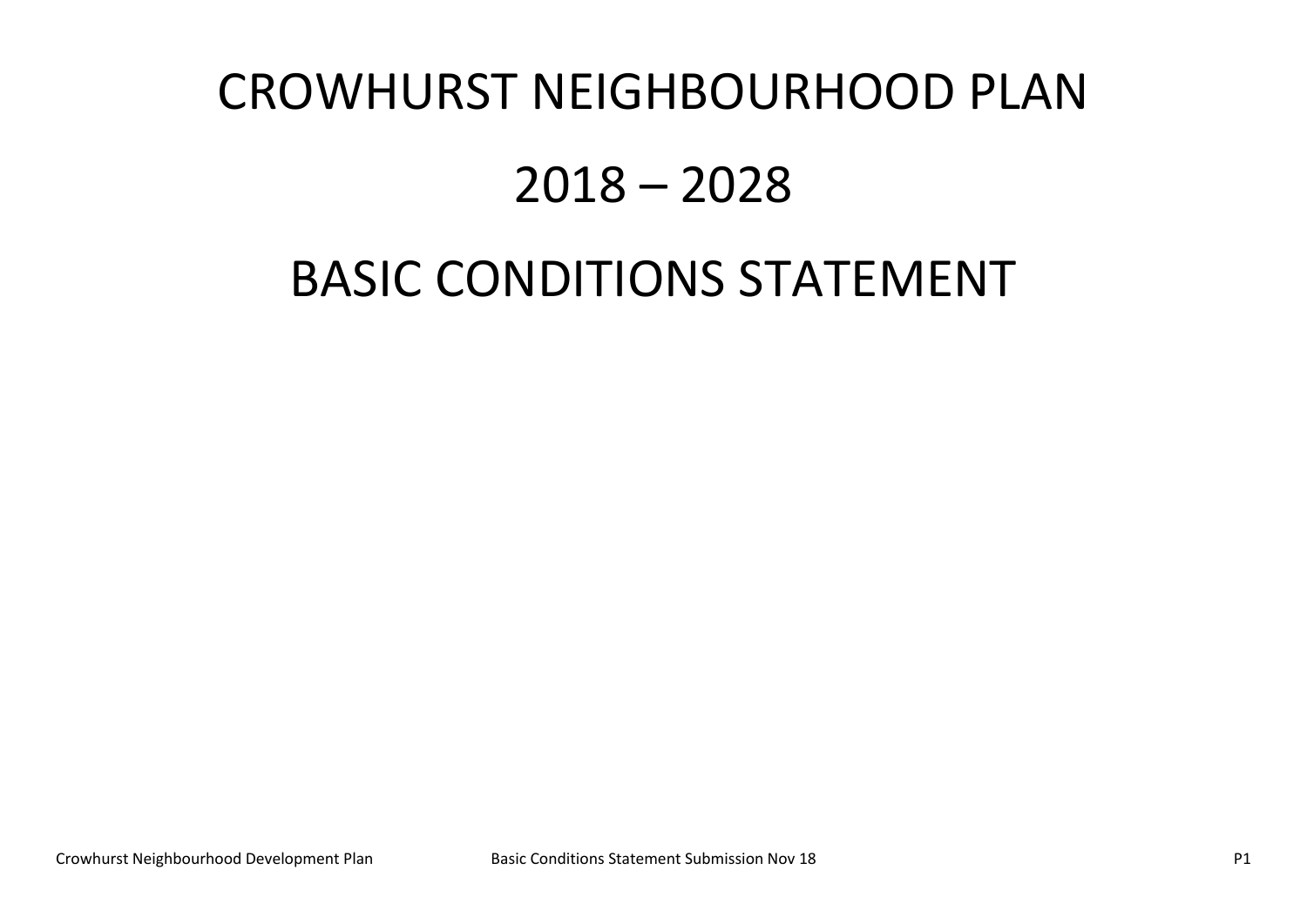# CROWHURST NEIGHBOURHOOD PLAN

# 2018 – 2028

# BASIC CONDITIONS STATEMENT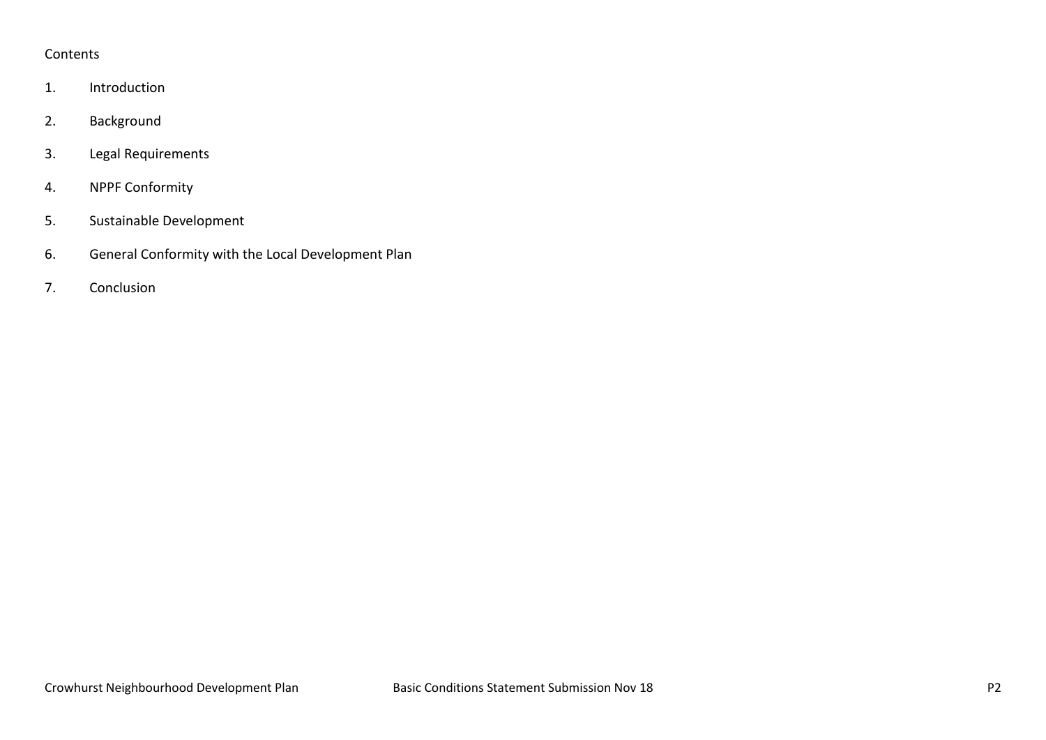Contents

1. Introduction
2. Background
3. Legal Requirements
4. NPPF Conformity
5. Sustainable Development
6. General Conformity with the Local Development Plan
7. Conclusion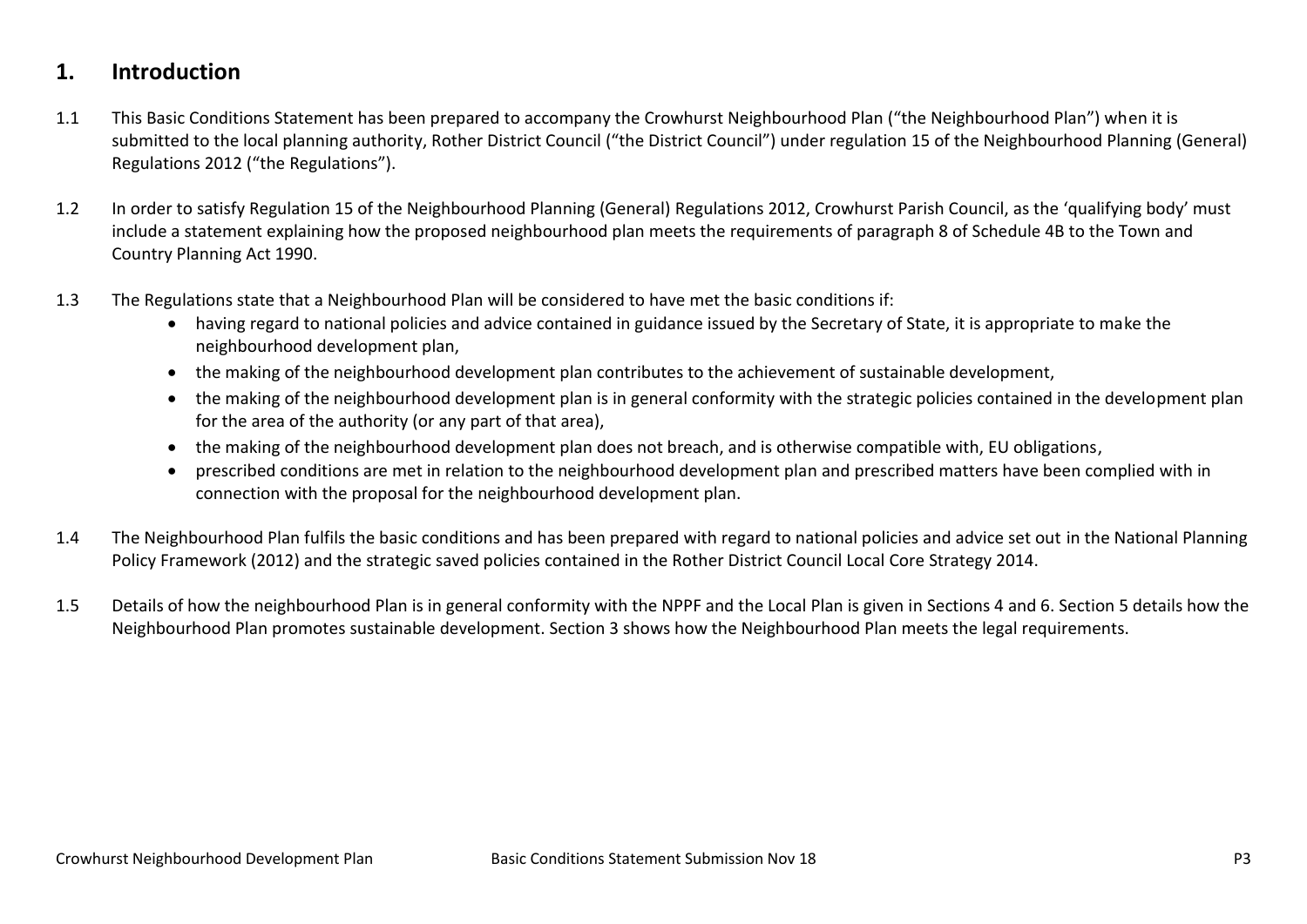## 1. Introduction

1.1 This Basic Conditions Statement has been prepared to accompany the Crowhurst Neighbourhood Plan ("the Neighbourhood Plan") when it is submitted to the local planning authority, Rother District Council ("the District Council") under regulation 15 of the Neighbourhood Planning (General) Regulations 2012 ("the Regulations").

1.2 In order to satisfy Regulation 15 of the Neighbourhood Planning (General) Regulations 2012, Crowhurst Parish Council, as the 'qualifying body' must include a statement explaining how the proposed neighbourhood plan meets the requirements of paragraph 8 of Schedule 4B to the Town and Country Planning Act 1990.

1.3 The Regulations state that a Neighbourhood Plan will be considered to have met the basic conditions if:

- having regard to national policies and advice contained in guidance issued by the Secretary of State, it is appropriate to make the neighbourhood development plan,
- the making of the neighbourhood development plan contributes to the achievement of sustainable development,
- the making of the neighbourhood development plan is in general conformity with the strategic policies contained in the development plan for the area of the authority (or any part of that area),
- the making of the neighbourhood development plan does not breach, and is otherwise compatible with, EU obligations,
- prescribed conditions are met in relation to the neighbourhood development plan and prescribed matters have been complied with in connection with the proposal for the neighbourhood development plan.

1.4 The Neighbourhood Plan fulfils the basic conditions and has been prepared with regard to national policies and advice set out in the National Planning Policy Framework (2012) and the strategic saved policies contained in the Rother District Council Local Core Strategy 2014.

1.5 Details of how the neighbourhood Plan is in general conformity with the NPPF and the Local Plan is given in Sections 4 and 6. Section 5 details how the Neighbourhood Plan promotes sustainable development. Section 3 shows how the Neighbourhood Plan meets the legal requirements.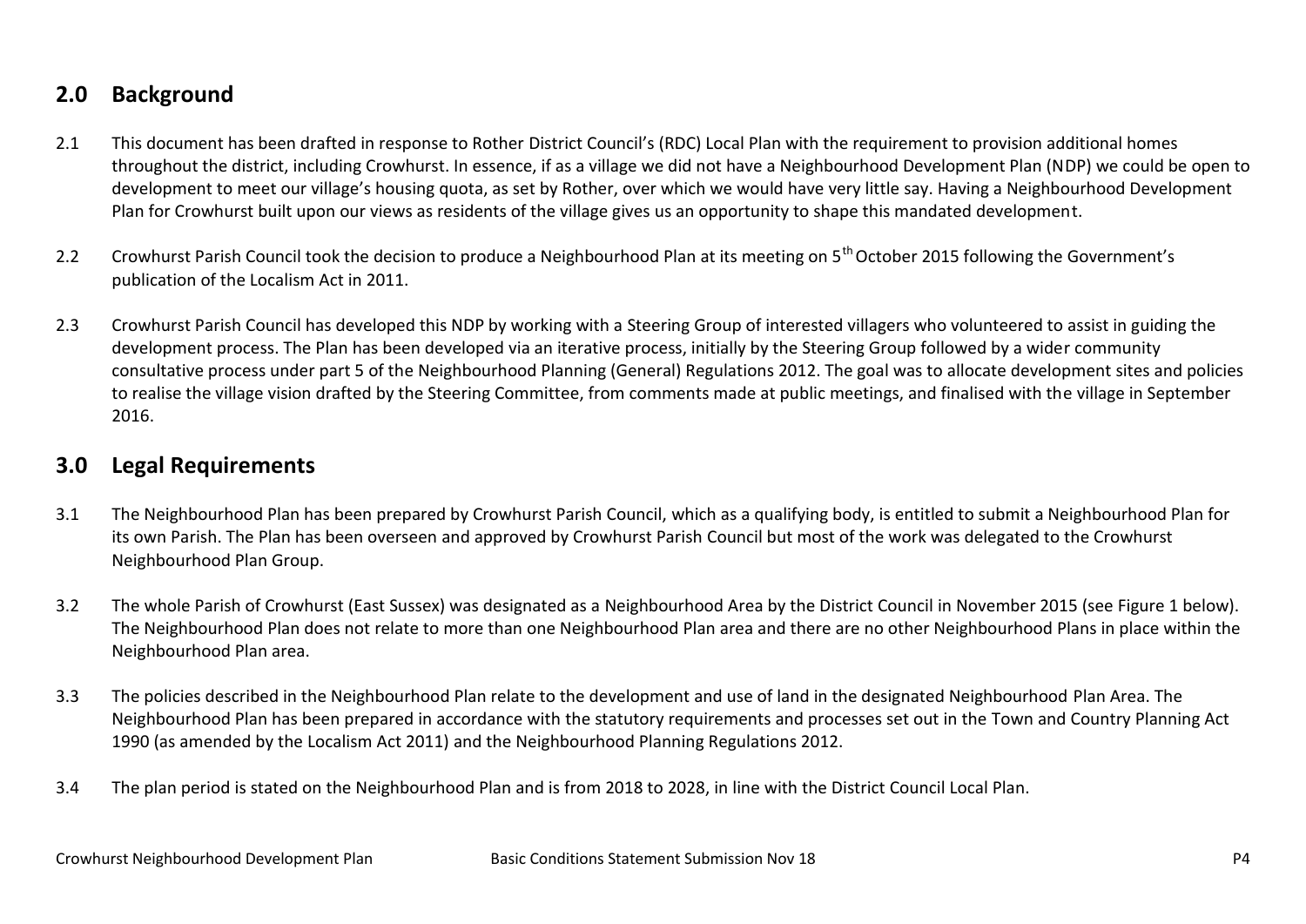## 2.0 Background

2.1 This document has been drafted in response to Rother District Council's (RDC) Local Plan with the requirement to provision additional homes throughout the district, including Crowhurst. In essence, if as a village we did not have a Neighbourhood Development Plan (NDP) we could be open to development to meet our village's housing quota, as set by Rother, over which we would have very little say. Having a Neighbourhood Development Plan for Crowhurst built upon our views as residents of the village gives us an opportunity to shape this mandated development.

2.2 Crowhurst Parish Council took the decision to produce a Neighbourhood Plan at its meeting on 5th October 2015 following the Government's publication of the Localism Act in 2011.

2.3 Crowhurst Parish Council has developed this NDP by working with a Steering Group of interested villagers who volunteered to assist in guiding the development process. The Plan has been developed via an iterative process, initially by the Steering Group followed by a wider community consultative process under part 5 of the Neighbourhood Planning (General) Regulations 2012. The goal was to allocate development sites and policies to realise the village vision drafted by the Steering Committee, from comments made at public meetings, and finalised with the village in September 2016.

## 3.0 Legal Requirements

3.1 The Neighbourhood Plan has been prepared by Crowhurst Parish Council, which as a qualifying body, is entitled to submit a Neighbourhood Plan for its own Parish. The Plan has been overseen and approved by Crowhurst Parish Council but most of the work was delegated to the Crowhurst Neighbourhood Plan Group.

3.2 The whole Parish of Crowhurst (East Sussex) was designated as a Neighbourhood Area by the District Council in November 2015 (see Figure 1 below). The Neighbourhood Plan does not relate to more than one Neighbourhood Plan area and there are no other Neighbourhood Plans in place within the Neighbourhood Plan area.

3.3 The policies described in the Neighbourhood Plan relate to the development and use of land in the designated Neighbourhood Plan Area. The Neighbourhood Plan has been prepared in accordance with the statutory requirements and processes set out in the Town and Country Planning Act 1990 (as amended by the Localism Act 2011) and the Neighbourhood Planning Regulations 2012.

3.4 The plan period is stated on the Neighbourhood Plan and is from 2018 to 2028, in line with the District Council Local Plan.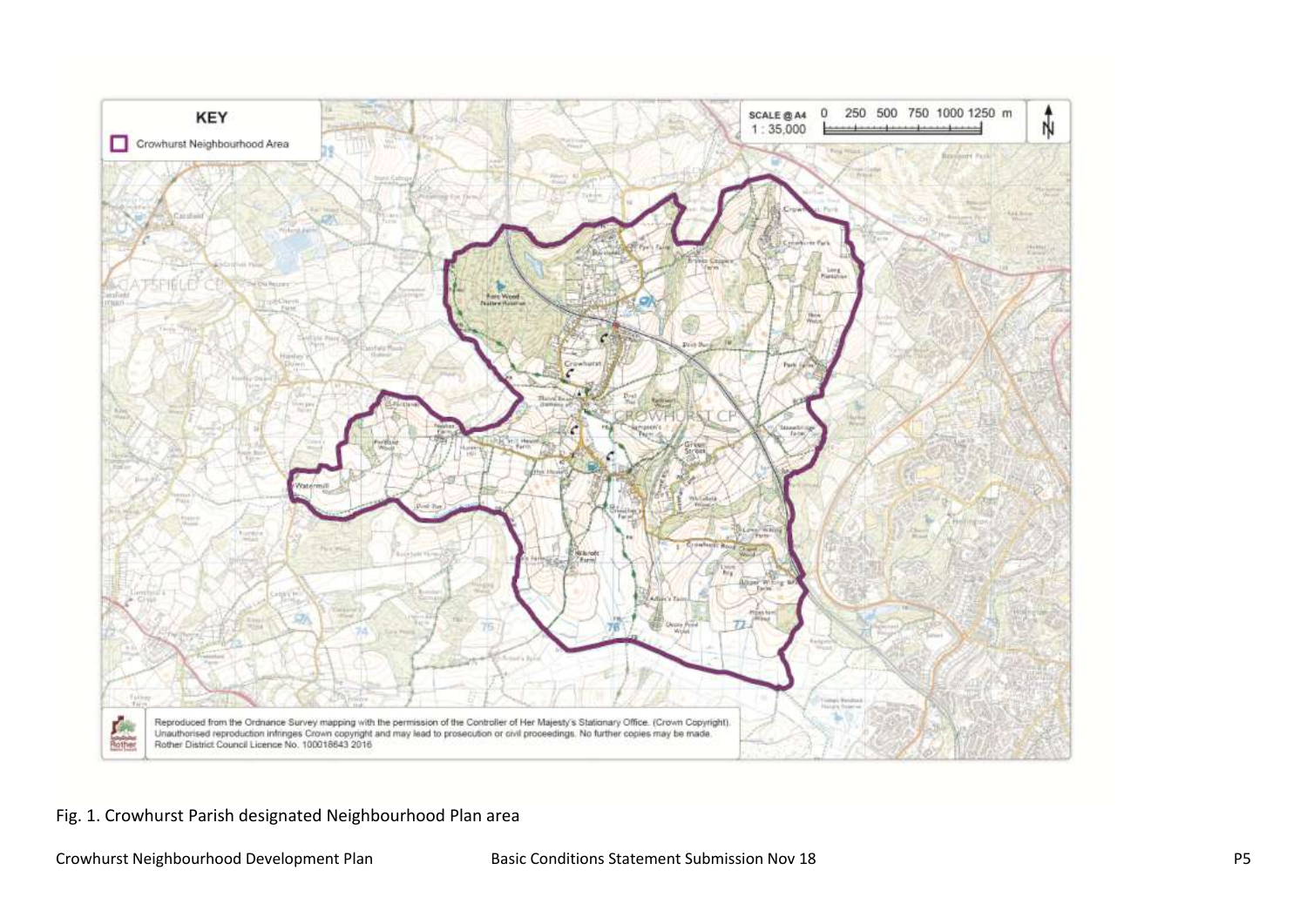**KEY**

Crowhurst Neighbourhood Area

SCALE @ A4 1 : 35,000

0 250 500 750 1000 1250 m

Reproduced from the Ordnance Survey mapping with the permission of the Controller of Her Majesty's Stationary Office. (Crown Copyright). Unauthorised reproduction infringes Crown copyright and may lead to prosecution or civil proceedings. No further copies may be made. Rother District Council Licence No. 100018643 2016

Fig. 1. Crowhurst Parish designated Neighbourhood Plan area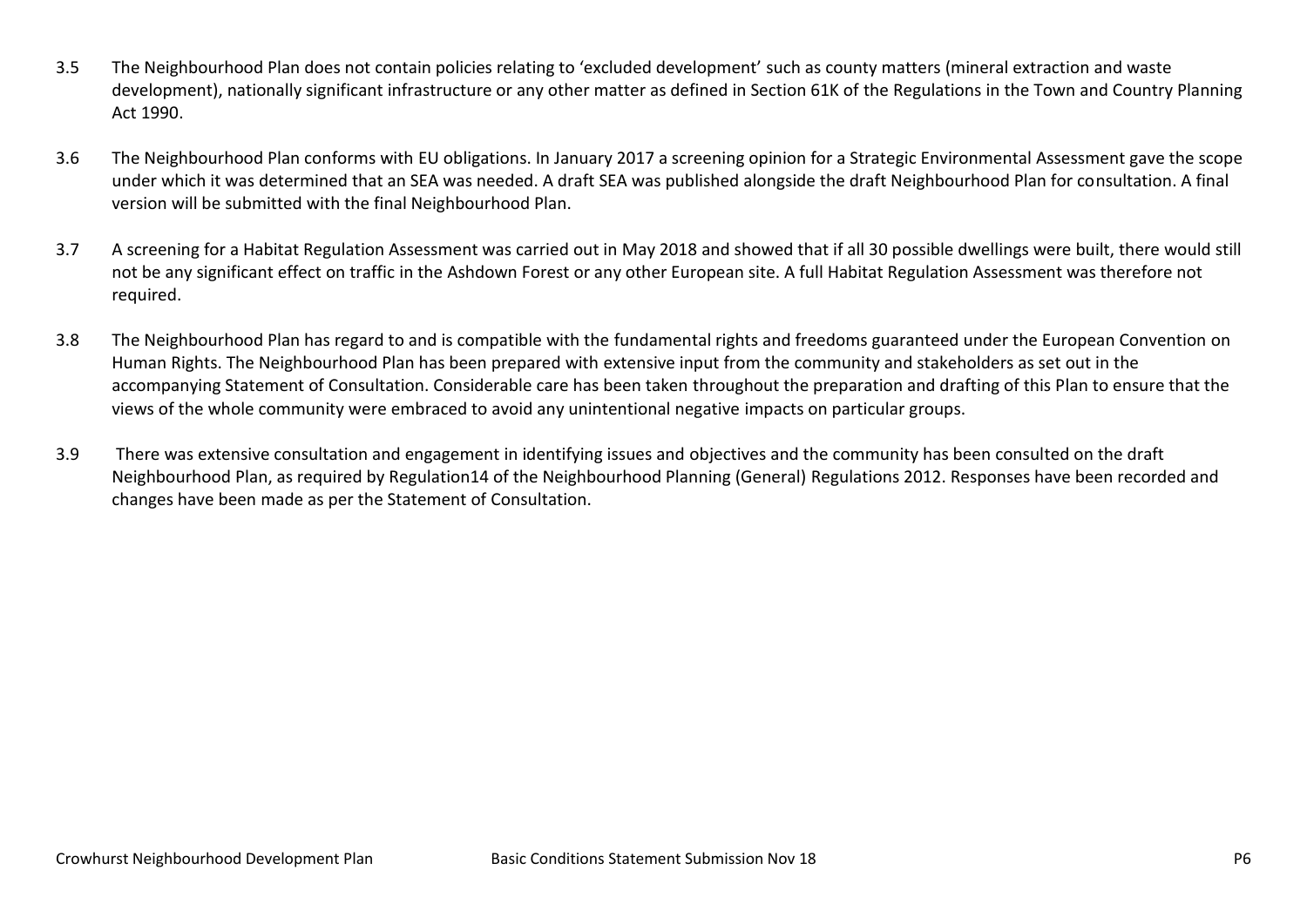3.5 The Neighbourhood Plan does not contain policies relating to 'excluded development' such as county matters (mineral extraction and waste development), nationally significant infrastructure or any other matter as defined in Section 61K of the Regulations in the Town and Country Planning Act 1990.

3.6 The Neighbourhood Plan conforms with EU obligations. In January 2017 a screening opinion for a Strategic Environmental Assessment gave the scope under which it was determined that an SEA was needed. A draft SEA was published alongside the draft Neighbourhood Plan for consultation. A final version will be submitted with the final Neighbourhood Plan.

3.7 A screening for a Habitat Regulation Assessment was carried out in May 2018 and showed that if all 30 possible dwellings were built, there would still not be any significant effect on traffic in the Ashdown Forest or any other European site. A full Habitat Regulation Assessment was therefore not required.

3.8 The Neighbourhood Plan has regard to and is compatible with the fundamental rights and freedoms guaranteed under the European Convention on Human Rights. The Neighbourhood Plan has been prepared with extensive input from the community and stakeholders as set out in the accompanying Statement of Consultation. Considerable care has been taken throughout the preparation and drafting of this Plan to ensure that the views of the whole community were embraced to avoid any unintentional negative impacts on particular groups.

3.9 There was extensive consultation and engagement in identifying issues and objectives and the community has been consulted on the draft Neighbourhood Plan, as required by Regulation14 of the Neighbourhood Planning (General) Regulations 2012. Responses have been recorded and changes have been made as per the Statement of Consultation.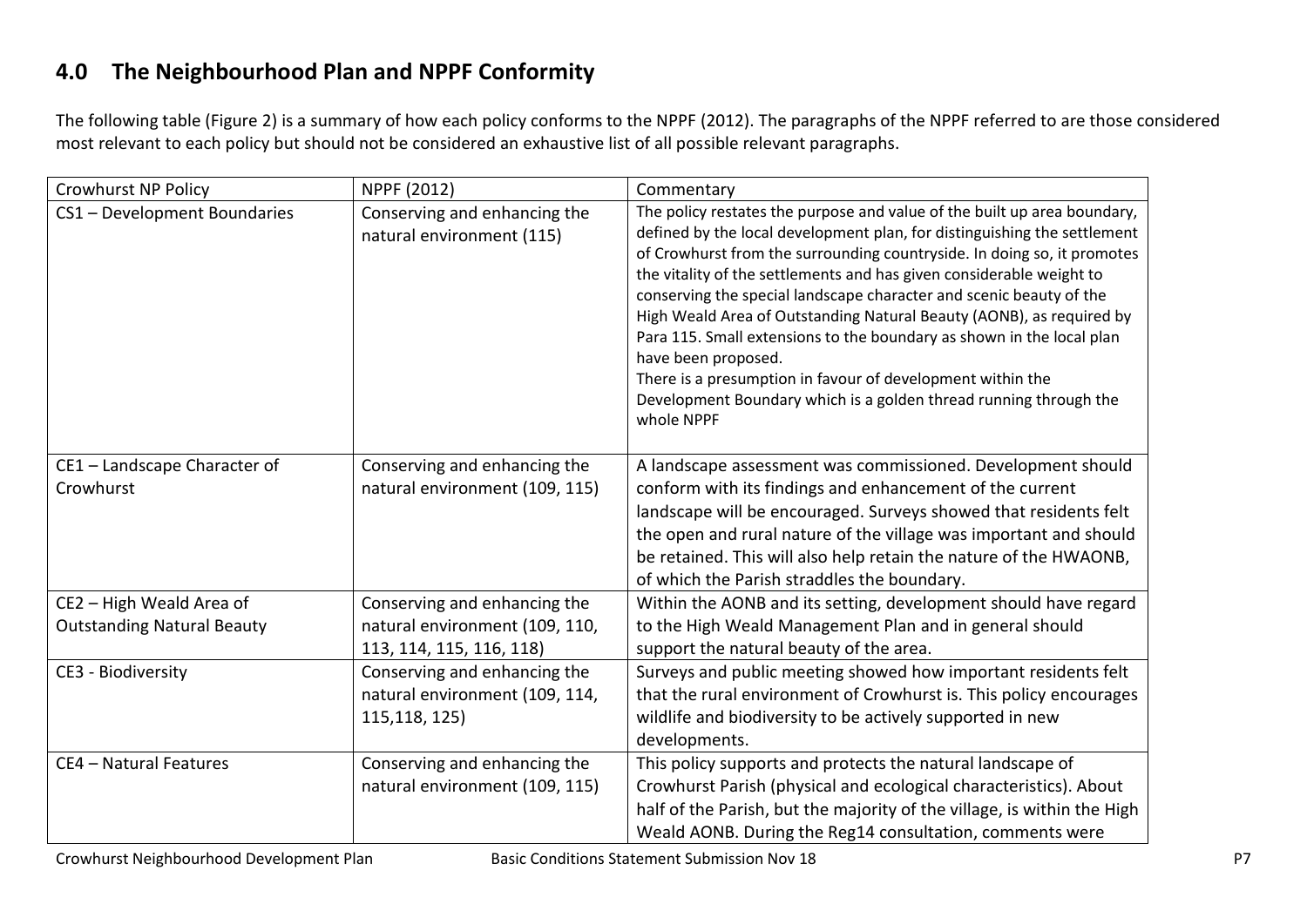## 4.0 The Neighbourhood Plan and NPPF Conformity

The following table (Figure 2) is a summary of how each policy conforms to the NPPF (2012). The paragraphs of the NPPF referred to are those considered most relevant to each policy but should not be considered an exhaustive list of all possible relevant paragraphs.

| Crowhurst NP Policy | NPPF (2012) | Commentary |
|---|---|---|
| CS1 – Development Boundaries | Conserving and enhancing the natural environment (115) | The policy restates the purpose and value of the built up area boundary, defined by the local development plan, for distinguishing the settlement of Crowhurst from the surrounding countryside. In doing so, it promotes the vitality of the settlements and has given considerable weight to conserving the special landscape character and scenic beauty of the High Weald Area of Outstanding Natural Beauty (AONB), as required by Para 115. Small extensions to the boundary as shown in the local plan have been proposed.<br>There is a presumption in favour of development within the Development Boundary which is a golden thread running through the whole NPPF |
| CE1 – Landscape Character of Crowhurst | Conserving and enhancing the natural environment (109, 115) | A landscape assessment was commissioned. Development should conform with its findings and enhancement of the current landscape will be encouraged. Surveys showed that residents felt the open and rural nature of the village was important and should be retained. This will also help retain the nature of the HWAONB, of which the Parish straddles the boundary. |
| CE2 – High Weald Area of Outstanding Natural Beauty | Conserving and enhancing the natural environment (109, 110, 113, 114, 115, 116, 118) | Within the AONB and its setting, development should have regard to the High Weald Management Plan and in general should support the natural beauty of the area. |
| CE3 - Biodiversity | Conserving and enhancing the natural environment (109, 114, 115,118, 125) | Surveys and public meeting showed how important residents felt that the rural environment of Crowhurst is. This policy encourages wildlife and biodiversity to be actively supported in new developments. |
| CE4 – Natural Features | Conserving and enhancing the natural environment (109, 115) | This policy supports and protects the natural landscape of Crowhurst Parish (physical and ecological characteristics). About half of the Parish, but the majority of the village, is within the High Weald AONB. During the Reg14 consultation, comments were |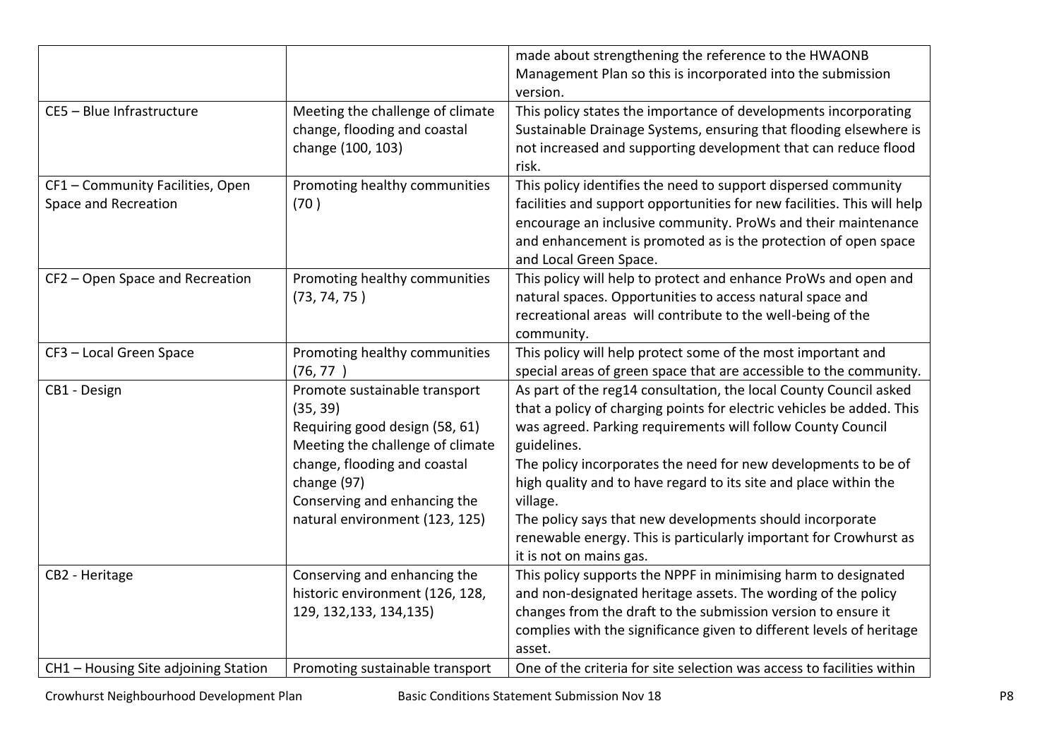| | | |
|---|---|---|
| | | made about strengthening the reference to the HWAONB Management Plan so this is incorporated into the submission version. |
| CE5 – Blue Infrastructure | Meeting the challenge of climate change, flooding and coastal change (100, 103) | This policy states the importance of developments incorporating Sustainable Drainage Systems, ensuring that flooding elsewhere is not increased and supporting development that can reduce flood risk. |
| CF1 – Community Facilities, Open Space and Recreation | Promoting healthy communities (70 ) | This policy identifies the need to support dispersed community facilities and support opportunities for new facilities. This will help encourage an inclusive community. ProWs and their maintenance and enhancement is promoted as is the protection of open space and Local Green Space. |
| CF2 – Open Space and Recreation | Promoting healthy communities (73, 74, 75 ) | This policy will help to protect and enhance ProWs and open and natural spaces. Opportunities to access natural space and recreational areas will contribute to the well-being of the community. |
| CF3 – Local Green Space | Promoting healthy communities (76, 77 ) | This policy will help protect some of the most important and special areas of green space that are accessible to the community. |
| CB1 - Design | Promote sustainable transport (35, 39)<br>Requiring good design (58, 61)<br>Meeting the challenge of climate change, flooding and coastal change (97)<br>Conserving and enhancing the natural environment (123, 125) | As part of the reg14 consultation, the local County Council asked that a policy of charging points for electric vehicles be added. This was agreed. Parking requirements will follow County Council guidelines.<br>The policy incorporates the need for new developments to be of high quality and to have regard to its site and place within the village.<br>The policy says that new developments should incorporate renewable energy. This is particularly important for Crowhurst as it is not on mains gas. |
| CB2 - Heritage | Conserving and enhancing the historic environment (126, 128, 129, 132,133, 134,135) | This policy supports the NPPF in minimising harm to designated and non-designated heritage assets. The wording of the policy changes from the draft to the submission version to ensure it complies with the significance given to different levels of heritage asset. |
| CH1 – Housing Site adjoining Station | Promoting sustainable transport | One of the criteria for site selection was access to facilities within |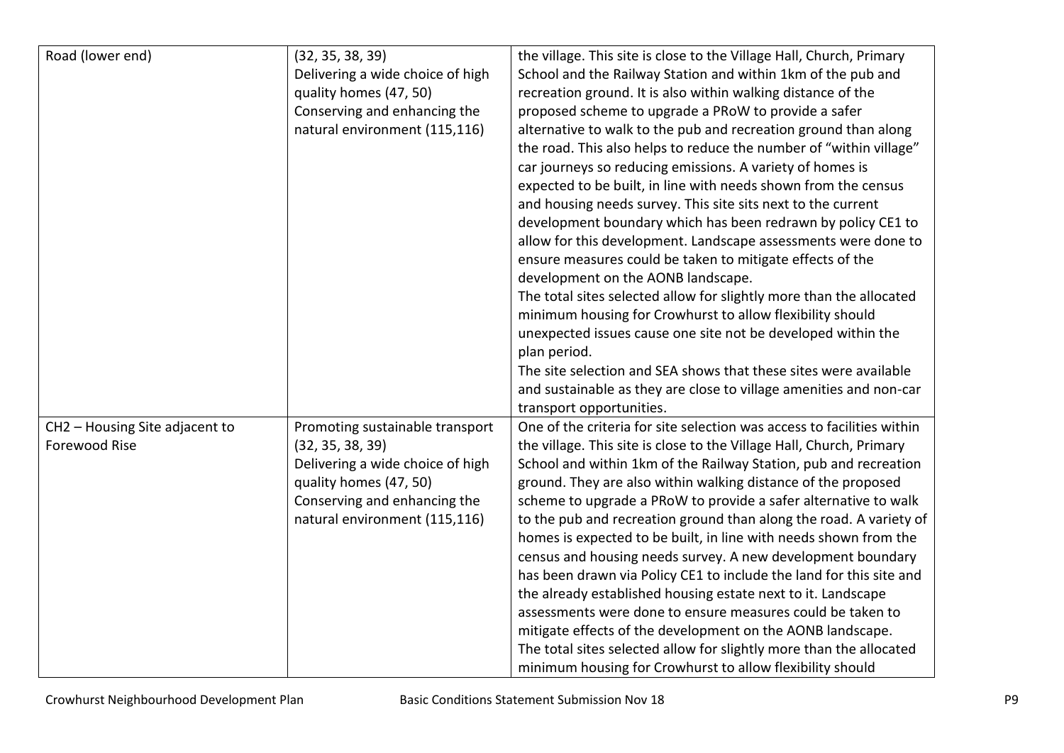| | | |
|---|---|---|
| Road (lower end) | (32, 35, 38, 39)<br>Delivering a wide choice of high quality homes (47, 50)<br>Conserving and enhancing the natural environment (115,116) | the village. This site is close to the Village Hall, Church, Primary School and the Railway Station and within 1km of the pub and recreation ground. It is also within walking distance of the proposed scheme to upgrade a PRoW to provide a safer alternative to walk to the pub and recreation ground than along the road. This also helps to reduce the number of "within village" car journeys so reducing emissions. A variety of homes is expected to be built, in line with needs shown from the census and housing needs survey. This site sits next to the current development boundary which has been redrawn by policy CE1 to allow for this development. Landscape assessments were done to ensure measures could be taken to mitigate effects of the development on the AONB landscape.<br>The total sites selected allow for slightly more than the allocated minimum housing for Crowhurst to allow flexibility should unexpected issues cause one site not be developed within the plan period.<br>The site selection and SEA shows that these sites were available and sustainable as they are close to village amenities and non-car transport opportunities. |
| CH2 – Housing Site adjacent to Forewood Rise | Promoting sustainable transport (32, 35, 38, 39)<br>Delivering a wide choice of high quality homes (47, 50)<br>Conserving and enhancing the natural environment (115,116) | One of the criteria for site selection was access to facilities within the village. This site is close to the Village Hall, Church, Primary School and within 1km of the Railway Station, pub and recreation ground. They are also within walking distance of the proposed scheme to upgrade a PRoW to provide a safer alternative to walk to the pub and recreation ground than along the road. A variety of homes is expected to be built, in line with needs shown from the census and housing needs survey. A new development boundary has been drawn via Policy CE1 to include the land for this site and the already established housing estate next to it. Landscape assessments were done to ensure measures could be taken to mitigate effects of the development on the AONB landscape.<br>The total sites selected allow for slightly more than the allocated minimum housing for Crowhurst to allow flexibility should |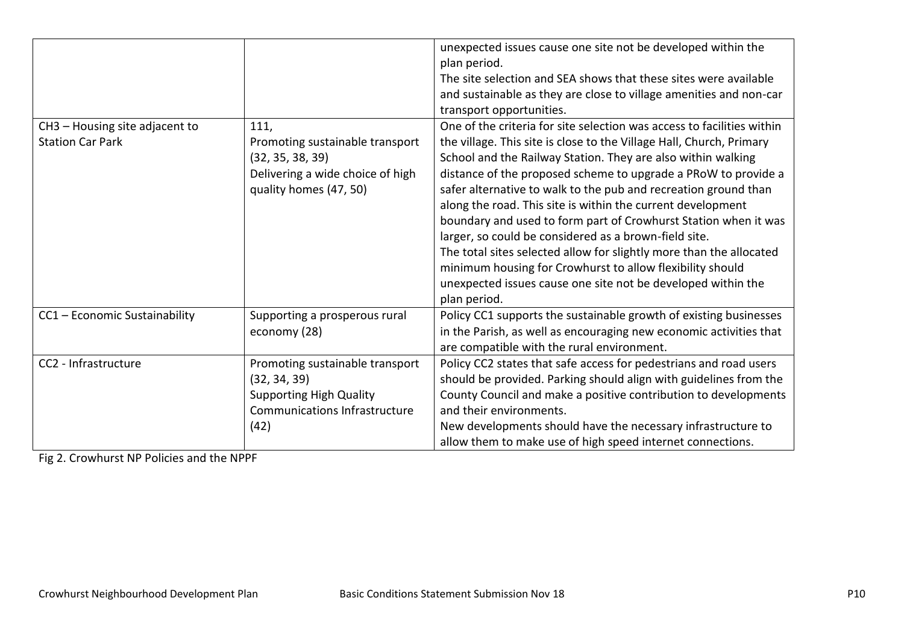| | | |
|---|---|---|
| | | unexpected issues cause one site not be developed within the plan period.<br>The site selection and SEA shows that these sites were available and sustainable as they are close to village amenities and non-car transport opportunities. |
| CH3 – Housing site adjacent to Station Car Park | 111,<br>Promoting sustainable transport (32, 35, 38, 39)<br>Delivering a wide choice of high quality homes (47, 50) | One of the criteria for site selection was access to facilities within the village. This site is close to the Village Hall, Church, Primary School and the Railway Station. They are also within walking distance of the proposed scheme to upgrade a PRoW to provide a safer alternative to walk to the pub and recreation ground than along the road. This site is within the current development boundary and used to form part of Crowhurst Station when it was larger, so could be considered as a brown-field site.<br>The total sites selected allow for slightly more than the allocated minimum housing for Crowhurst to allow flexibility should unexpected issues cause one site not be developed within the plan period. |
| CC1 – Economic Sustainability | Supporting a prosperous rural economy (28) | Policy CC1 supports the sustainable growth of existing businesses in the Parish, as well as encouraging new economic activities that are compatible with the rural environment. |
| CC2 - Infrastructure | Promoting sustainable transport (32, 34, 39)<br>Supporting High Quality Communications Infrastructure (42) | Policy CC2 states that safe access for pedestrians and road users should be provided. Parking should align with guidelines from the County Council and make a positive contribution to developments and their environments.<br>New developments should have the necessary infrastructure to allow them to make use of high speed internet connections. |

Fig 2. Crowhurst NP Policies and the NPPF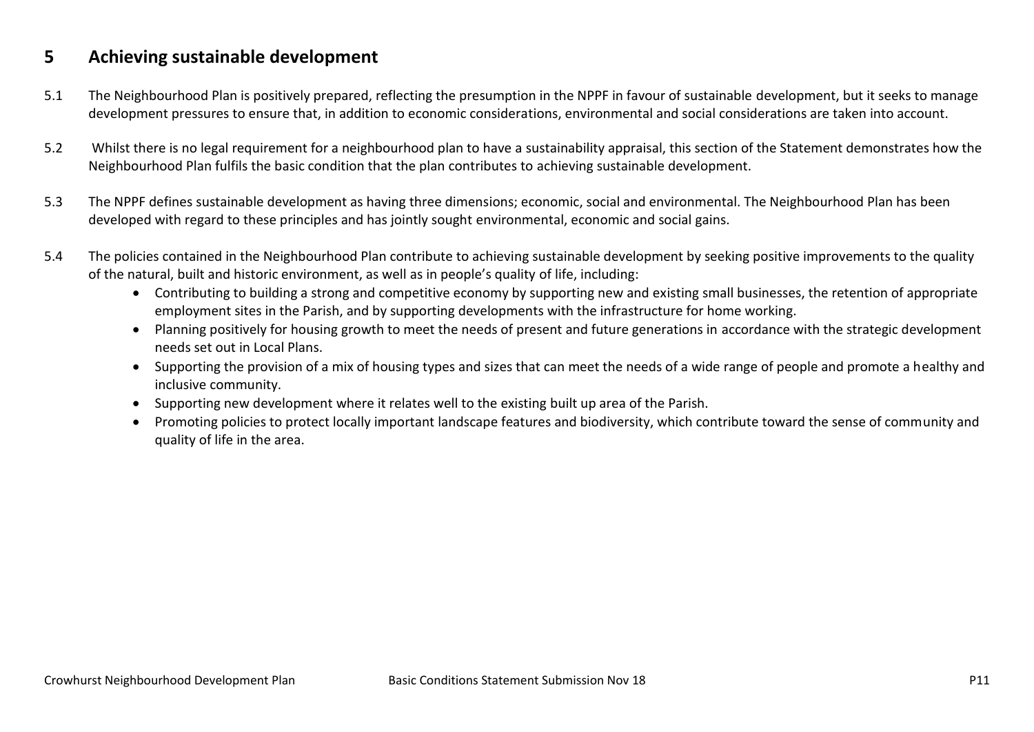## 5 Achieving sustainable development

5.1 The Neighbourhood Plan is positively prepared, reflecting the presumption in the NPPF in favour of sustainable development, but it seeks to manage development pressures to ensure that, in addition to economic considerations, environmental and social considerations are taken into account.

5.2 Whilst there is no legal requirement for a neighbourhood plan to have a sustainability appraisal, this section of the Statement demonstrates how the Neighbourhood Plan fulfils the basic condition that the plan contributes to achieving sustainable development.

5.3 The NPPF defines sustainable development as having three dimensions; economic, social and environmental. The Neighbourhood Plan has been developed with regard to these principles and has jointly sought environmental, economic and social gains.

5.4 The policies contained in the Neighbourhood Plan contribute to achieving sustainable development by seeking positive improvements to the quality of the natural, built and historic environment, as well as in people's quality of life, including:

- Contributing to building a strong and competitive economy by supporting new and existing small businesses, the retention of appropriate employment sites in the Parish, and by supporting developments with the infrastructure for home working.
- Planning positively for housing growth to meet the needs of present and future generations in accordance with the strategic development needs set out in Local Plans.
- Supporting the provision of a mix of housing types and sizes that can meet the needs of a wide range of people and promote a healthy and inclusive community.
- Supporting new development where it relates well to the existing built up area of the Parish.
- Promoting policies to protect locally important landscape features and biodiversity, which contribute toward the sense of community and quality of life in the area.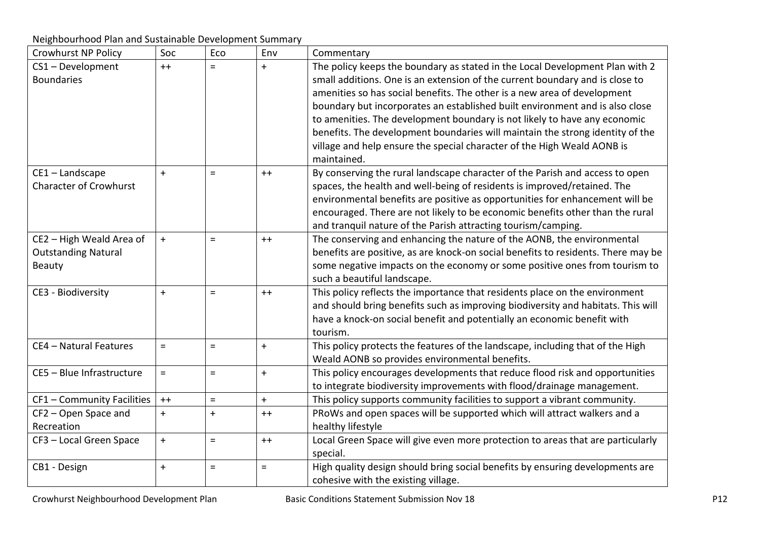Neighbourhood Plan and Sustainable Development Summary

| Crowhurst NP Policy | Soc | Eco | Env | Commentary |
|---|---|---|---|---|
| CS1 – Development Boundaries | ++ | = | + | The policy keeps the boundary as stated in the Local Development Plan with 2 small additions. One is an extension of the current boundary and is close to amenities so has social benefits. The other is a new area of development boundary but incorporates an established built environment and is also close to amenities. The development boundary is not likely to have any economic benefits. The development boundaries will maintain the strong identity of the village and help ensure the special character of the High Weald AONB is maintained. |
| CE1 – Landscape Character of Crowhurst | + | = | ++ | By conserving the rural landscape character of the Parish and access to open spaces, the health and well-being of residents is improved/retained. The environmental benefits are positive as opportunities for enhancement will be encouraged. There are not likely to be economic benefits other than the rural and tranquil nature of the Parish attracting tourism/camping. |
| CE2 – High Weald Area of Outstanding Natural Beauty | + | = | ++ | The conserving and enhancing the nature of the AONB, the environmental benefits are positive, as are knock-on social benefits to residents. There may be some negative impacts on the economy or some positive ones from tourism to such a beautiful landscape. |
| CE3 - Biodiversity | + | = | ++ | This policy reflects the importance that residents place on the environment and should bring benefits such as improving biodiversity and habitats. This will have a knock-on social benefit and potentially an economic benefit with tourism. |
| CE4 – Natural Features | = | = | + | This policy protects the features of the landscape, including that of the High Weald AONB so provides environmental benefits. |
| CE5 – Blue Infrastructure | = | = | + | This policy encourages developments that reduce flood risk and opportunities to integrate biodiversity improvements with flood/drainage management. |
| CF1 – Community Facilities | ++ | = | + | This policy supports community facilities to support a vibrant community. |
| CF2 – Open Space and Recreation | + | + | ++ | PRoWs and open spaces will be supported which will attract walkers and a healthy lifestyle |
| CF3 – Local Green Space | + | = | ++ | Local Green Space will give even more protection to areas that are particularly special. |
| CB1 - Design | + | = | = | High quality design should bring social benefits by ensuring developments are cohesive with the existing village. |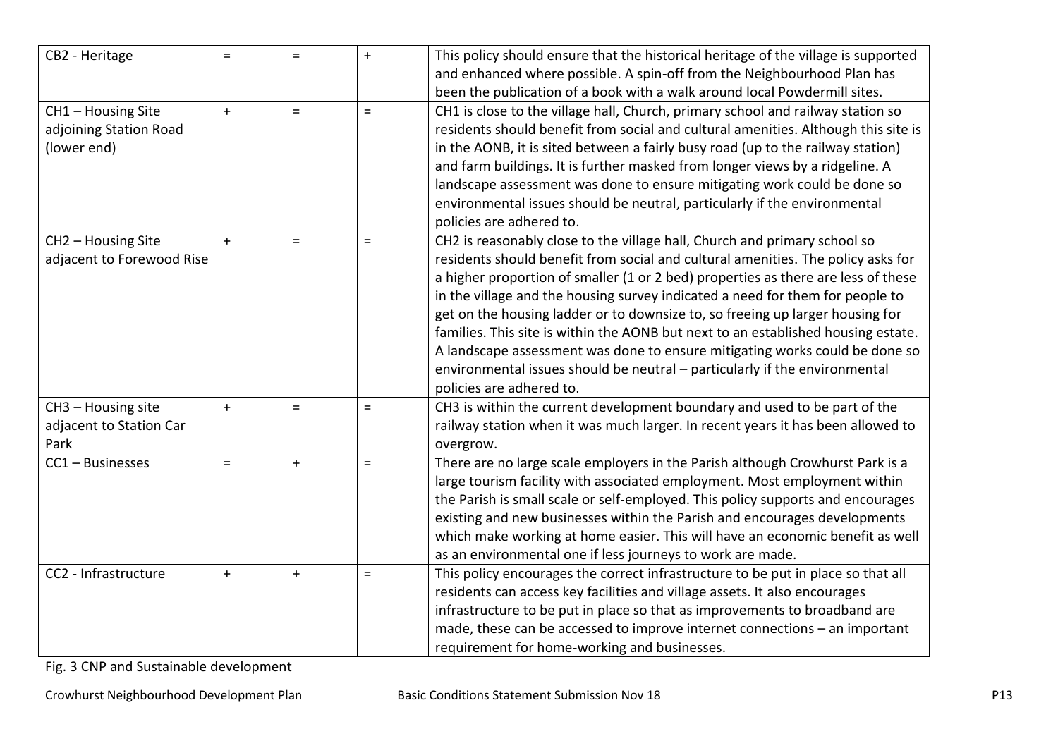| | | | | |
|---|---|---|---|---|
| CB2 - Heritage | = | = | + | This policy should ensure that the historical heritage of the village is supported and enhanced where possible. A spin-off from the Neighbourhood Plan has been the publication of a book with a walk around local Powdermill sites. |
| CH1 – Housing Site adjoining Station Road (lower end) | + | = | = | CH1 is close to the village hall, Church, primary school and railway station so residents should benefit from social and cultural amenities. Although this site is in the AONB, it is sited between a fairly busy road (up to the railway station) and farm buildings. It is further masked from longer views by a ridgeline. A landscape assessment was done to ensure mitigating work could be done so environmental issues should be neutral, particularly if the environmental policies are adhered to. |
| CH2 – Housing Site adjacent to Forewood Rise | + | = | = | CH2 is reasonably close to the village hall, Church and primary school so residents should benefit from social and cultural amenities. The policy asks for a higher proportion of smaller (1 or 2 bed) properties as there are less of these in the village and the housing survey indicated a need for them for people to get on the housing ladder or to downsize to, so freeing up larger housing for families. This site is within the AONB but next to an established housing estate. A landscape assessment was done to ensure mitigating works could be done so environmental issues should be neutral – particularly if the environmental policies are adhered to. |
| CH3 – Housing site adjacent to Station Car Park | + | = | = | CH3 is within the current development boundary and used to be part of the railway station when it was much larger. In recent years it has been allowed to overgrow. |
| CC1 – Businesses | = | + | = | There are no large scale employers in the Parish although Crowhurst Park is a large tourism facility with associated employment. Most employment within the Parish is small scale or self-employed. This policy supports and encourages existing and new businesses within the Parish and encourages developments which make working at home easier. This will have an economic benefit as well as an environmental one if less journeys to work are made. |
| CC2 - Infrastructure | + | + | = | This policy encourages the correct infrastructure to be put in place so that all residents can access key facilities and village assets. It also encourages infrastructure to be put in place so that as improvements to broadband are made, these can be accessed to improve internet connections – an important requirement for home-working and businesses. |

Fig. 3 CNP and Sustainable development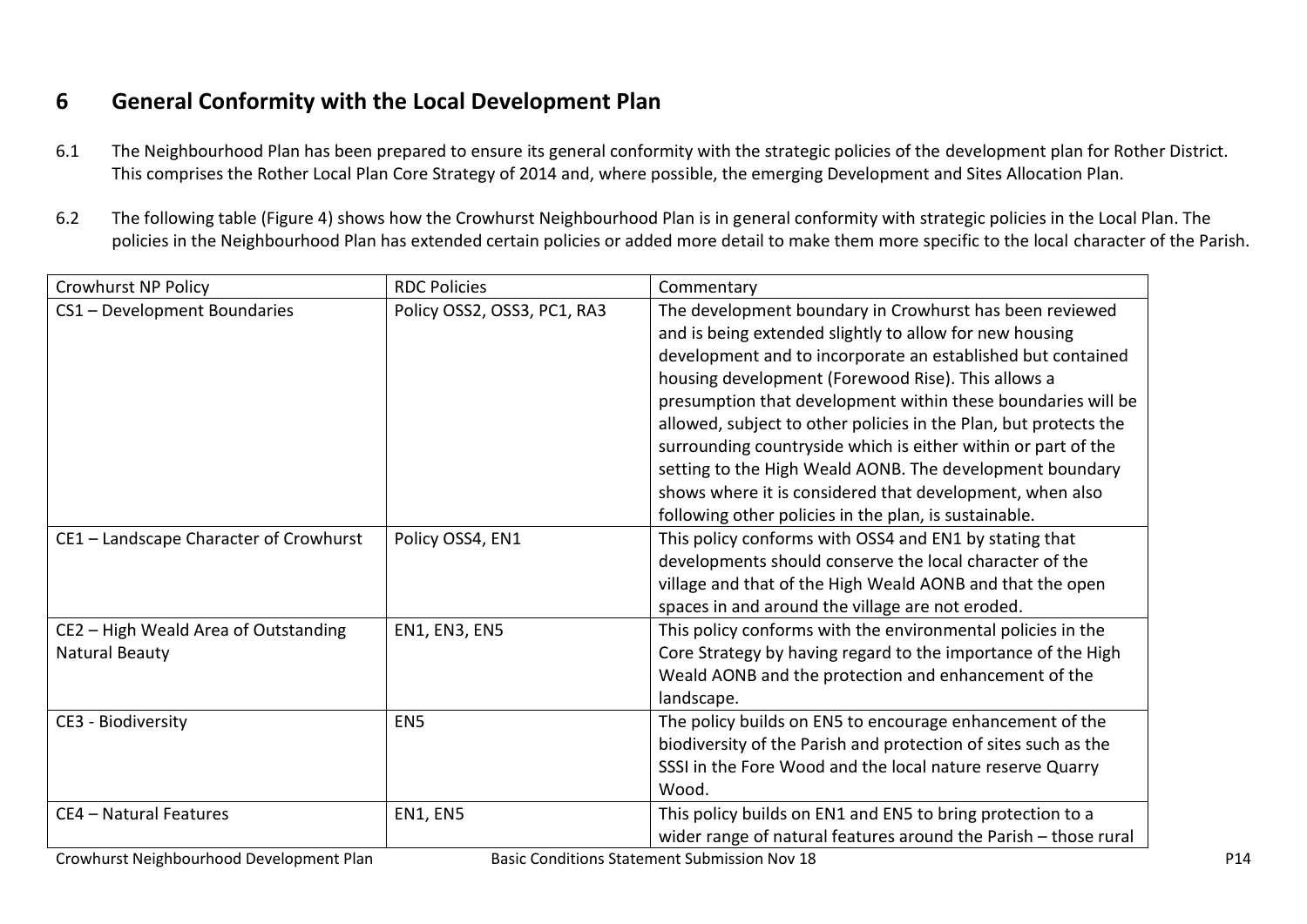## 6 General Conformity with the Local Development Plan

6.1 The Neighbourhood Plan has been prepared to ensure its general conformity with the strategic policies of the development plan for Rother District. This comprises the Rother Local Plan Core Strategy of 2014 and, where possible, the emerging Development and Sites Allocation Plan.

6.2 The following table (Figure 4) shows how the Crowhurst Neighbourhood Plan is in general conformity with strategic policies in the Local Plan. The policies in the Neighbourhood Plan has extended certain policies or added more detail to make them more specific to the local character of the Parish.

| Crowhurst NP Policy | RDC Policies | Commentary |
|---|---|---|
| CS1 – Development Boundaries | Policy OSS2, OSS3, PC1, RA3 | The development boundary in Crowhurst has been reviewed and is being extended slightly to allow for new housing development and to incorporate an established but contained housing development (Forewood Rise). This allows a presumption that development within these boundaries will be allowed, subject to other policies in the Plan, but protects the surrounding countryside which is either within or part of the setting to the High Weald AONB. The development boundary shows where it is considered that development, when also following other policies in the plan, is sustainable. |
| CE1 – Landscape Character of Crowhurst | Policy OSS4, EN1 | This policy conforms with OSS4 and EN1 by stating that developments should conserve the local character of the village and that of the High Weald AONB and that the open spaces in and around the village are not eroded. |
| CE2 – High Weald Area of Outstanding Natural Beauty | EN1, EN3, EN5 | This policy conforms with the environmental policies in the Core Strategy by having regard to the importance of the High Weald AONB and the protection and enhancement of the landscape. |
| CE3 - Biodiversity | EN5 | The policy builds on EN5 to encourage enhancement of the biodiversity of the Parish and protection of sites such as the SSSI in the Fore Wood and the local nature reserve Quarry Wood. |
| CE4 – Natural Features | EN1, EN5 | This policy builds on EN1 and EN5 to bring protection to a wider range of natural features around the Parish – those rural |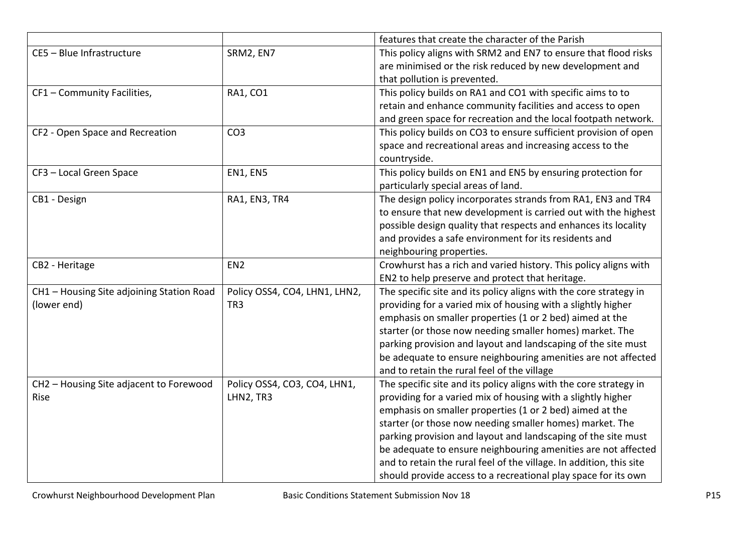| | | |
|---|---|---|
| | | features that create the character of the Parish |
| CE5 – Blue Infrastructure | SRM2, EN7 | This policy aligns with SRM2 and EN7 to ensure that flood risks are minimised or the risk reduced by new development and that pollution is prevented. |
| CF1 – Community Facilities, | RA1, CO1 | This policy builds on RA1 and CO1 with specific aims to to retain and enhance community facilities and access to open and green space for recreation and the local footpath network. |
| CF2 - Open Space and Recreation | CO3 | This policy builds on CO3 to ensure sufficient provision of open space and recreational areas and increasing access to the countryside. |
| CF3 – Local Green Space | EN1, EN5 | This policy builds on EN1 and EN5 by ensuring protection for particularly special areas of land. |
| CB1 - Design | RA1, EN3, TR4 | The design policy incorporates strands from RA1, EN3 and TR4 to ensure that new development is carried out with the highest possible design quality that respects and enhances its locality and provides a safe environment for its residents and neighbouring properties. |
| CB2 - Heritage | EN2 | Crowhurst has a rich and varied history. This policy aligns with EN2 to help preserve and protect that heritage. |
| CH1 – Housing Site adjoining Station Road (lower end) | Policy OSS4, CO4, LHN1, LHN2, TR3 | The specific site and its policy aligns with the core strategy in providing for a varied mix of housing with a slightly higher emphasis on smaller properties (1 or 2 bed) aimed at the starter (or those now needing smaller homes) market. The parking provision and layout and landscaping of the site must be adequate to ensure neighbouring amenities are not affected and to retain the rural feel of the village |
| CH2 – Housing Site adjacent to Forewood Rise | Policy OSS4, CO3, CO4, LHN1, LHN2, TR3 | The specific site and its policy aligns with the core strategy in providing for a varied mix of housing with a slightly higher emphasis on smaller properties (1 or 2 bed) aimed at the starter (or those now needing smaller homes) market. The parking provision and layout and landscaping of the site must be adequate to ensure neighbouring amenities are not affected and to retain the rural feel of the village. In addition, this site should provide access to a recreational play space for its own |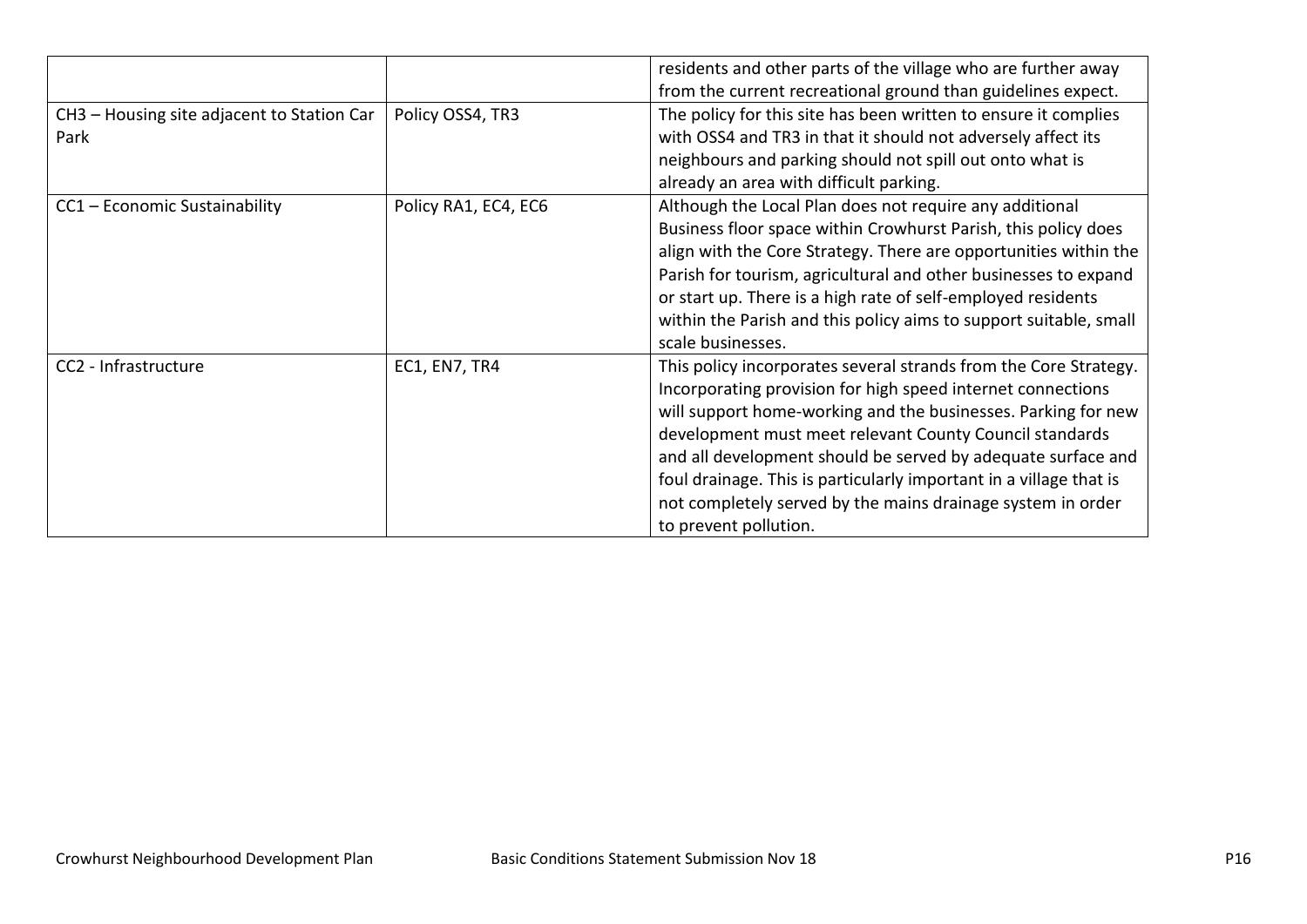| | | |
|---|---|---|
| | | residents and other parts of the village who are further away from the current recreational ground than guidelines expect. |
| CH3 – Housing site adjacent to Station Car Park | Policy OSS4, TR3 | The policy for this site has been written to ensure it complies with OSS4 and TR3 in that it should not adversely affect its neighbours and parking should not spill out onto what is already an area with difficult parking. |
| CC1 – Economic Sustainability | Policy RA1, EC4, EC6 | Although the Local Plan does not require any additional Business floor space within Crowhurst Parish, this policy does align with the Core Strategy. There are opportunities within the Parish for tourism, agricultural and other businesses to expand or start up. There is a high rate of self-employed residents within the Parish and this policy aims to support suitable, small scale businesses. |
| CC2 - Infrastructure | EC1, EN7, TR4 | This policy incorporates several strands from the Core Strategy. Incorporating provision for high speed internet connections will support home-working and the businesses. Parking for new development must meet relevant County Council standards and all development should be served by adequate surface and foul drainage. This is particularly important in a village that is not completely served by the mains drainage system in order to prevent pollution. |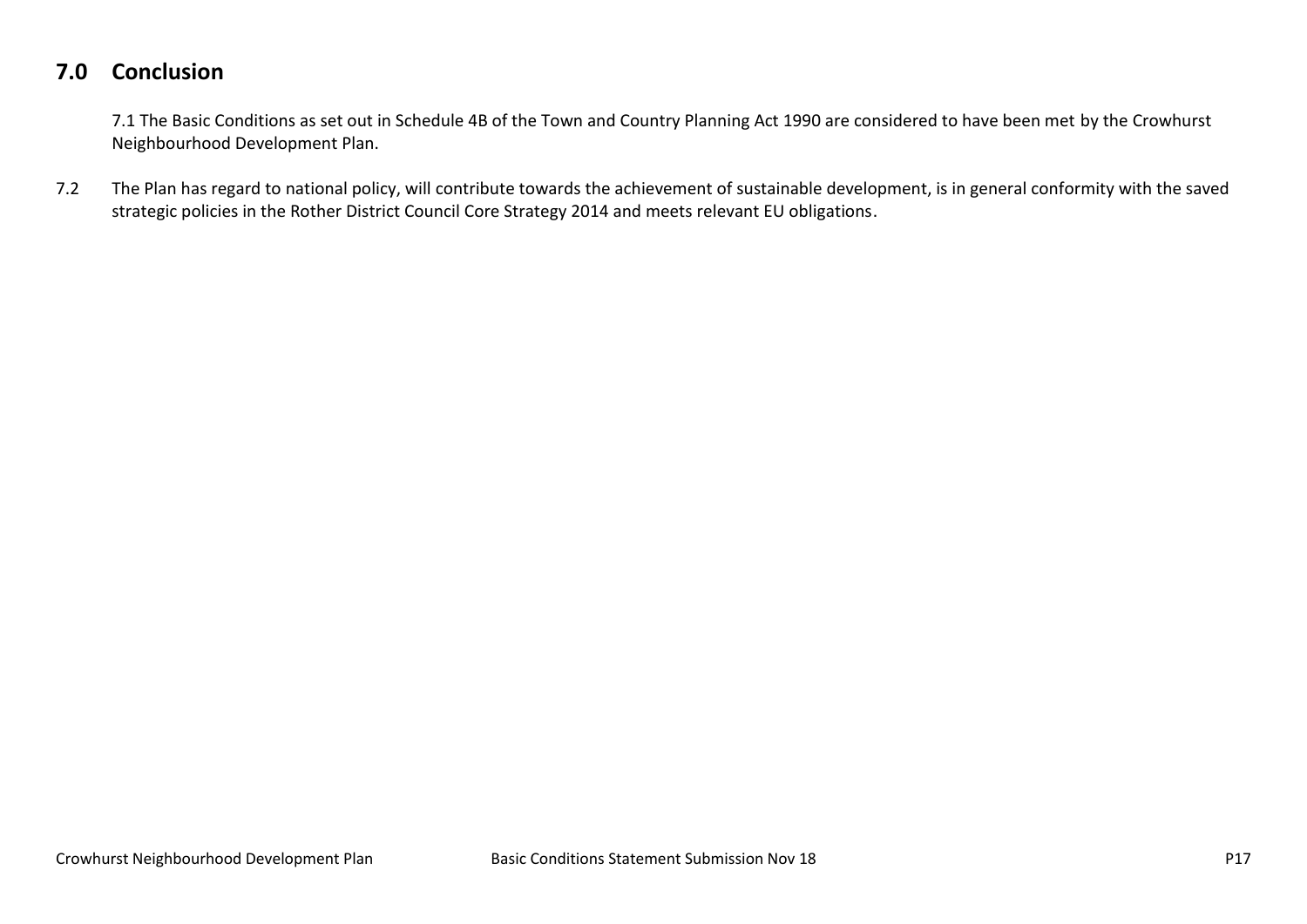## 7.0 Conclusion

7.1 The Basic Conditions as set out in Schedule 4B of the Town and Country Planning Act 1990 are considered to have been met by the Crowhurst Neighbourhood Development Plan.

7.2 The Plan has regard to national policy, will contribute towards the achievement of sustainable development, is in general conformity with the saved strategic policies in the Rother District Council Core Strategy 2014 and meets relevant EU obligations.